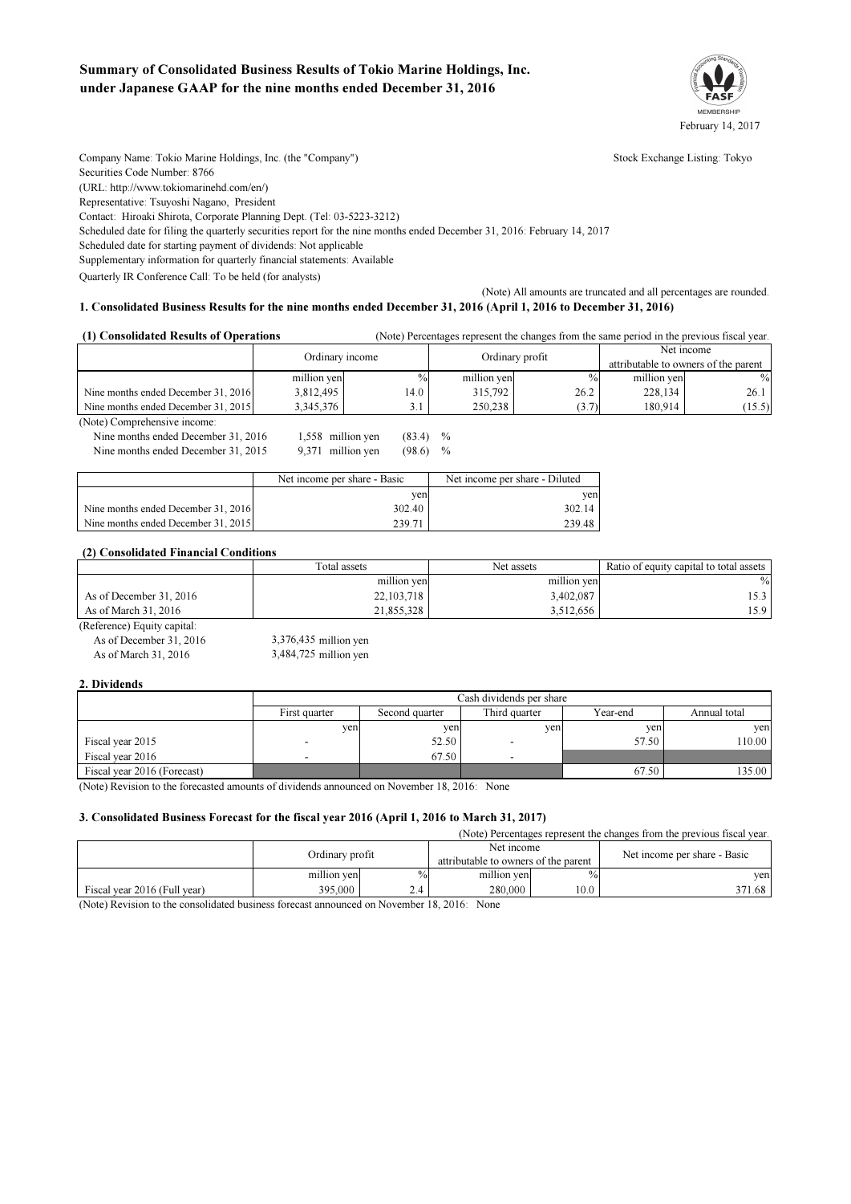# Summary of Consolidated Business Results of Tokio Marine Holdings, Inc. under Japanese GAAP for the nine months ended December 31, 2016

February 14, 2017

Company Name: Tokio Marine Holdings, Inc. (the "Company") Stock Exchange Listing: Tokyo
Securities Code Number: 8766
(URL: http://www.tokiomarinehd.com/en/)
Representative: Tsuyoshi Nagano, President
Contact: Hiroaki Shirota, Corporate Planning Dept. (Tel: 03-5223-3212)
Scheduled date for filing the quarterly securities report for the nine months ended December 31, 2016: February 14, 2017
Scheduled date for starting payment of dividends: Not applicable
Supplementary information for quarterly financial statements: Available
Quarterly IR Conference Call: To be held (for analysts)

(Note) All amounts are truncated and all percentages are rounded.

## 1. Consolidated Business Results for the nine months ended December 31, 2016 (April 1, 2016 to December 31, 2016)

### (1) Consolidated Results of Operations

(Note) Percentages represent the changes from the same period in the previous fiscal year.

| | Ordinary income | | Ordinary profit | | Net income attributable to owners of the parent | |
|---|---|---|---|---|---|---|
| | million yen | % | million yen | % | million yen | % |
| Nine months ended December 31, 2016 | 3,812,495 | 14.0 | 315,792 | 26.2 | 228,134 | 26.1 |
| Nine months ended December 31, 2015 | 3,345,376 | 3.1 | 250,238 | (3.7) | 180,914 | (15.5) |

(Note) Comprehensive income:
Nine months ended December 31, 2016 1,558 million yen (83.4) %
Nine months ended December 31, 2015 9,371 million yen (98.6) %

| | Net income per share - Basic | Net income per share - Diluted |
|---|---|---|
| | yen | yen |
| Nine months ended December 31, 2016 | 302.40 | 302.14 |
| Nine months ended December 31, 2015 | 239.71 | 239.48 |

### (2) Consolidated Financial Conditions

| | Total assets | Net assets | Ratio of equity capital to total assets |
|---|---|---|---|
| | million yen | million yen | % |
| As of December 31, 2016 | 22,103,718 | 3,402,087 | 15.3 |
| As of March 31, 2016 | 21,855,328 | 3,512,656 | 15.9 |

(Reference) Equity capital:
As of December 31, 2016 3,376,435 million yen
As of March 31, 2016 3,484,725 million yen

## 2. Dividends

| | Cash dividends per share | | | | |
|---|---|---|---|---|---|
| | First quarter | Second quarter | Third quarter | Year-end | Annual total |
| | yen | yen | yen | yen | yen |
| Fiscal year 2015 | - | 52.50 | - | 57.50 | 110.00 |
| Fiscal year 2016 | - | 67.50 | - | | |
| Fiscal year 2016 (Forecast) | | | | 67.50 | 135.00 |

(Note) Revision to the forecasted amounts of dividends announced on November 18, 2016: None

## 3. Consolidated Business Forecast for the fiscal year 2016 (April 1, 2016 to March 31, 2017)

(Note) Percentages represent the changes from the previous fiscal year.

| | Ordinary profit | | Net income attributable to owners of the parent | | Net income per share - Basic |
|---|---|---|---|---|---|
| | million yen | % | million yen | % | yen |
| Fiscal year 2016 (Full year) | 395,000 | 2.4 | 280,000 | 10.0 | 371.68 |

(Note) Revision to the consolidated business forecast announced on November 18, 2016: None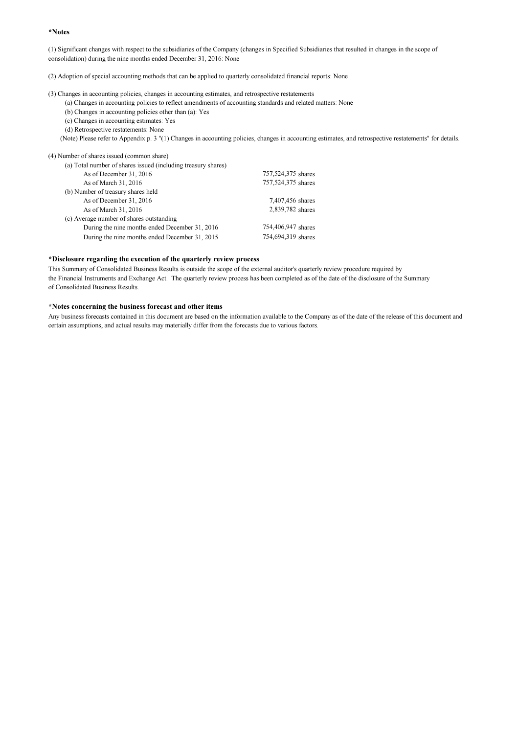**\*Notes**

(1) Significant changes with respect to the subsidiaries of the Company (changes in Specified Subsidiaries that resulted in changes in the scope of consolidation) during the nine months ended December 31, 2016: None

(2) Adoption of special accounting methods that can be applied to quarterly consolidated financial reports: None

(3) Changes in accounting policies, changes in accounting estimates, and retrospective restatements

- (a) Changes in accounting policies to reflect amendments of accounting standards and related matters: None
- (b) Changes in accounting policies other than (a): Yes
- (c) Changes in accounting estimates: Yes
- (d) Retrospective restatements: None

(Note) Please refer to Appendix p. 3 "(1) Changes in accounting policies, changes in accounting estimates, and retrospective restatements" for details.

(4) Number of shares issued (common share)

| | |
|---|---|
| (a) Total number of shares issued (including treasury shares) | |
| As of December 31, 2016 | 757,524,375 shares |
| As of March 31, 2016 | 757,524,375 shares |
| (b) Number of treasury shares held | |
| As of December 31, 2016 | 7,407,456 shares |
| As of March 31, 2016 | 2,839,782 shares |
| (c) Average number of shares outstanding | |
| During the nine months ended December 31, 2016 | 754,406,947 shares |
| During the nine months ended December 31, 2015 | 754,694,319 shares |

**\*Disclosure regarding the execution of the quarterly review process**

This Summary of Consolidated Business Results is outside the scope of the external auditor's quarterly review procedure required by the Financial Instruments and Exchange Act. The quarterly review process has been completed as of the date of the disclosure of the Summary of Consolidated Business Results.

**\*Notes concerning the business forecast and other items**

Any business forecasts contained in this document are based on the information available to the Company as of the date of the release of this document and certain assumptions, and actual results may materially differ from the forecasts due to various factors.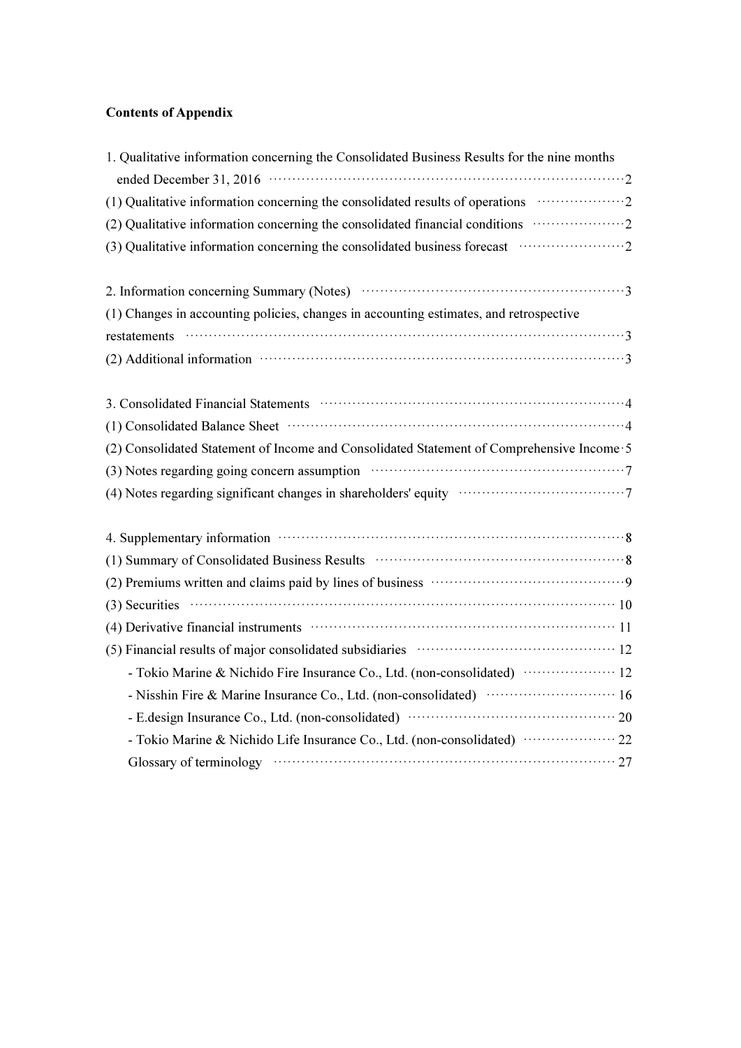**Contents of Appendix**

1. Qualitative information concerning the Consolidated Business Results for the nine months ended December 31, 2016 ···· 2

(1) Qualitative information concerning the consolidated results of operations ···· 2

(2) Qualitative information concerning the consolidated financial conditions ···· 2

(3) Qualitative information concerning the consolidated business forecast ···· 2

2. Information concerning Summary (Notes) ···· 3

(1) Changes in accounting policies, changes in accounting estimates, and retrospective restatements ···· 3

(2) Additional information ···· 3

3. Consolidated Financial Statements ···· 4

(1) Consolidated Balance Sheet ···· 4

(2) Consolidated Statement of Income and Consolidated Statement of Comprehensive Income ···· 5

(3) Notes regarding going concern assumption ···· 7

(4) Notes regarding significant changes in shareholders' equity ···· 7

4. Supplementary information ···· 8

(1) Summary of Consolidated Business Results ···· 8

(2) Premiums written and claims paid by lines of business ···· 9

(3) Securities ···· 10

(4) Derivative financial instruments ···· 11

(5) Financial results of major consolidated subsidiaries ···· 12

- Tokio Marine & Nichido Fire Insurance Co., Ltd. (non-consolidated) ···· 12
- Nisshin Fire & Marine Insurance Co., Ltd. (non-consolidated) ···· 16
- E.design Insurance Co., Ltd. (non-consolidated) ···· 20
- Tokio Marine & Nichido Life Insurance Co., Ltd. (non-consolidated) ···· 22

Glossary of terminology ···· 27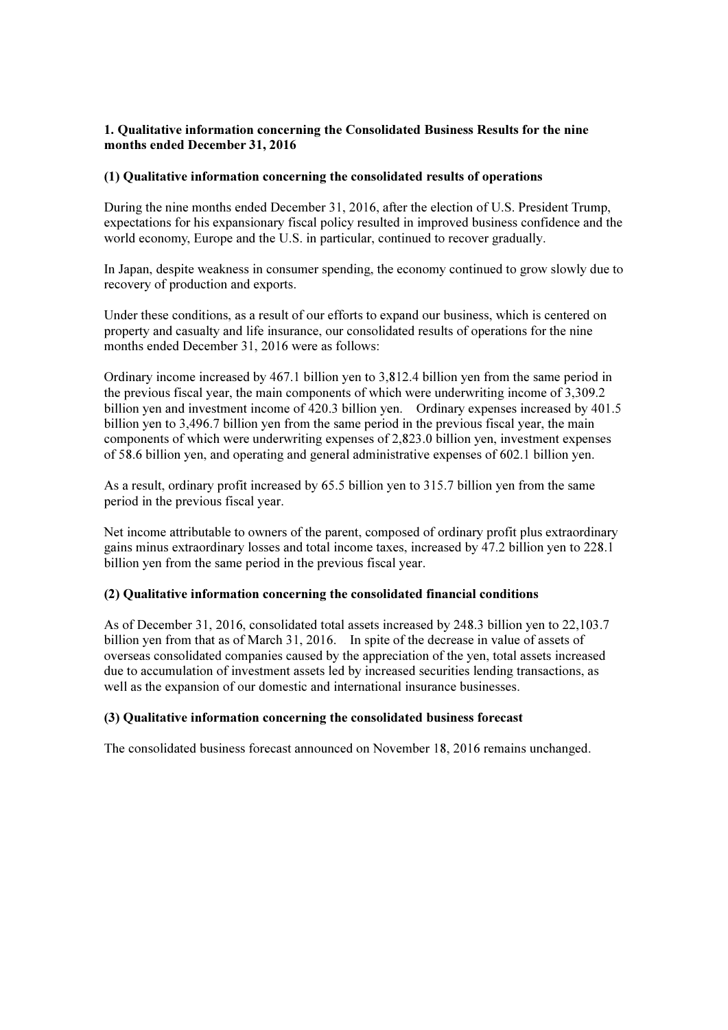## 1. Qualitative information concerning the Consolidated Business Results for the nine months ended December 31, 2016

### (1) Qualitative information concerning the consolidated results of operations

During the nine months ended December 31, 2016, after the election of U.S. President Trump, expectations for his expansionary fiscal policy resulted in improved business confidence and the world economy, Europe and the U.S. in particular, continued to recover gradually.

In Japan, despite weakness in consumer spending, the economy continued to grow slowly due to recovery of production and exports.

Under these conditions, as a result of our efforts to expand our business, which is centered on property and casualty and life insurance, our consolidated results of operations for the nine months ended December 31, 2016 were as follows:

Ordinary income increased by 467.1 billion yen to 3,812.4 billion yen from the same period in the previous fiscal year, the main components of which were underwriting income of 3,309.2 billion yen and investment income of 420.3 billion yen. Ordinary expenses increased by 401.5 billion yen to 3,496.7 billion yen from the same period in the previous fiscal year, the main components of which were underwriting expenses of 2,823.0 billion yen, investment expenses of 58.6 billion yen, and operating and general administrative expenses of 602.1 billion yen.

As a result, ordinary profit increased by 65.5 billion yen to 315.7 billion yen from the same period in the previous fiscal year.

Net income attributable to owners of the parent, composed of ordinary profit plus extraordinary gains minus extraordinary losses and total income taxes, increased by 47.2 billion yen to 228.1 billion yen from the same period in the previous fiscal year.

### (2) Qualitative information concerning the consolidated financial conditions

As of December 31, 2016, consolidated total assets increased by 248.3 billion yen to 22,103.7 billion yen from that as of March 31, 2016. In spite of the decrease in value of assets of overseas consolidated companies caused by the appreciation of the yen, total assets increased due to accumulation of investment assets led by increased securities lending transactions, as well as the expansion of our domestic and international insurance businesses.

### (3) Qualitative information concerning the consolidated business forecast

The consolidated business forecast announced on November 18, 2016 remains unchanged.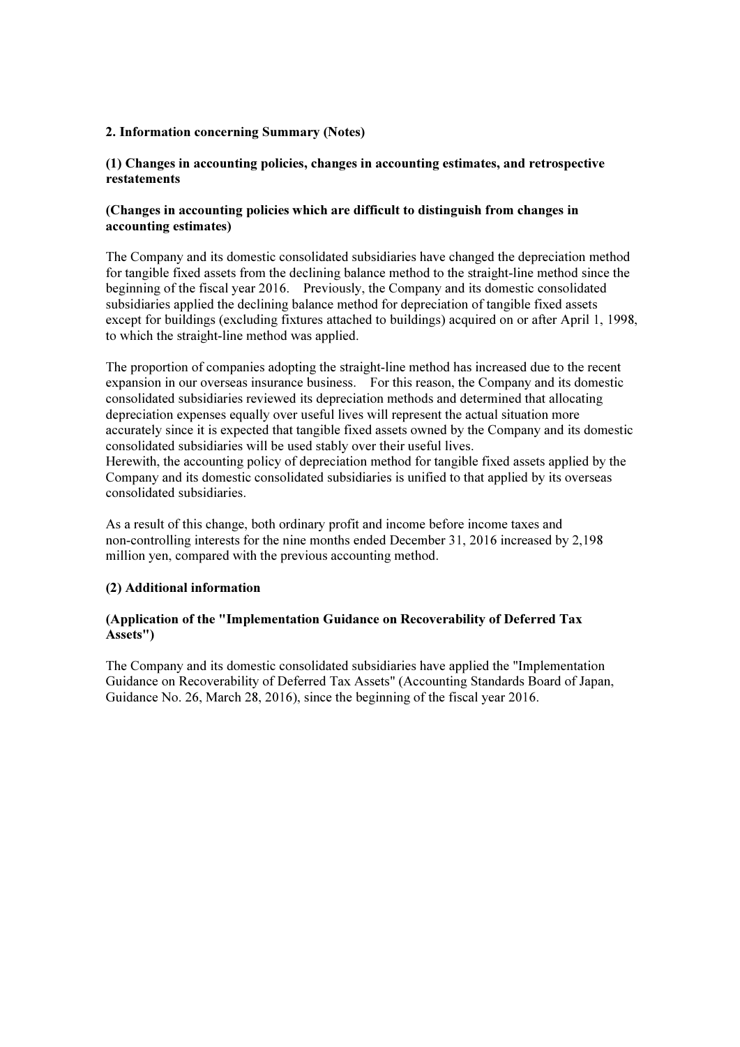## 2. Information concerning Summary (Notes)

### (1) Changes in accounting policies, changes in accounting estimates, and retrospective restatements

**(Changes in accounting policies which are difficult to distinguish from changes in accounting estimates)**

The Company and its domestic consolidated subsidiaries have changed the depreciation method for tangible fixed assets from the declining balance method to the straight-line method since the beginning of the fiscal year 2016. Previously, the Company and its domestic consolidated subsidiaries applied the declining balance method for depreciation of tangible fixed assets except for buildings (excluding fixtures attached to buildings) acquired on or after April 1, 1998, to which the straight-line method was applied.

The proportion of companies adopting the straight-line method has increased due to the recent expansion in our overseas insurance business. For this reason, the Company and its domestic consolidated subsidiaries reviewed its depreciation methods and determined that allocating depreciation expenses equally over useful lives will represent the actual situation more accurately since it is expected that tangible fixed assets owned by the Company and its domestic consolidated subsidiaries will be used stably over their useful lives.
Herewith, the accounting policy of depreciation method for tangible fixed assets applied by the Company and its domestic consolidated subsidiaries is unified to that applied by its overseas consolidated subsidiaries.

As a result of this change, both ordinary profit and income before income taxes and non-controlling interests for the nine months ended December 31, 2016 increased by 2,198 million yen, compared with the previous accounting method.

### (2) Additional information

**(Application of the "Implementation Guidance on Recoverability of Deferred Tax Assets")**

The Company and its domestic consolidated subsidiaries have applied the "Implementation Guidance on Recoverability of Deferred Tax Assets" (Accounting Standards Board of Japan, Guidance No. 26, March 28, 2016), since the beginning of the fiscal year 2016.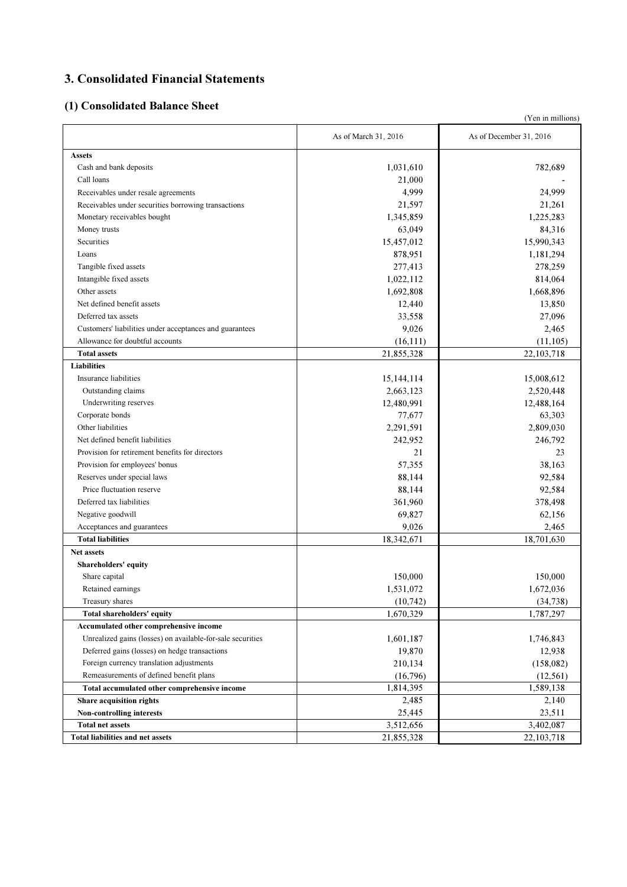## 3. Consolidated Financial Statements

### (1) Consolidated Balance Sheet

(Yen in millions)

| | As of March 31, 2016 | As of December 31, 2016 |
|---|---|---|
| **Assets** | | |
| Cash and bank deposits | 1,031,610 | 782,689 |
| Call loans | 21,000 | - |
| Receivables under resale agreements | 4,999 | 24,999 |
| Receivables under securities borrowing transactions | 21,597 | 21,261 |
| Monetary receivables bought | 1,345,859 | 1,225,283 |
| Money trusts | 63,049 | 84,316 |
| Securities | 15,457,012 | 15,990,343 |
| Loans | 878,951 | 1,181,294 |
| Tangible fixed assets | 277,413 | 278,259 |
| Intangible fixed assets | 1,022,112 | 814,064 |
| Other assets | 1,692,808 | 1,668,896 |
| Net defined benefit assets | 12,440 | 13,850 |
| Deferred tax assets | 33,558 | 27,096 |
| Customers' liabilities under acceptances and guarantees | 9,026 | 2,465 |
| Allowance for doubtful accounts | (16,111) | (11,105) |
| **Total assets** | 21,855,328 | 22,103,718 |
| **Liabilities** | | |
| Insurance liabilities | 15,144,114 | 15,008,612 |
| Outstanding claims | 2,663,123 | 2,520,448 |
| Underwriting reserves | 12,480,991 | 12,488,164 |
| Corporate bonds | 77,677 | 63,303 |
| Other liabilities | 2,291,591 | 2,809,030 |
| Net defined benefit liabilities | 242,952 | 246,792 |
| Provision for retirement benefits for directors | 21 | 23 |
| Provision for employees' bonus | 57,355 | 38,163 |
| Reserves under special laws | 88,144 | 92,584 |
| Price fluctuation reserve | 88,144 | 92,584 |
| Deferred tax liabilities | 361,960 | 378,498 |
| Negative goodwill | 69,827 | 62,156 |
| Acceptances and guarantees | 9,026 | 2,465 |
| **Total liabilities** | 18,342,671 | 18,701,630 |
| **Net assets** | | |
| **Shareholders' equity** | | |
| Share capital | 150,000 | 150,000 |
| Retained earnings | 1,531,072 | 1,672,036 |
| Treasury shares | (10,742) | (34,738) |
| **Total shareholders' equity** | 1,670,329 | 1,787,297 |
| **Accumulated other comprehensive income** | | |
| Unrealized gains (losses) on available-for-sale securities | 1,601,187 | 1,746,843 |
| Deferred gains (losses) on hedge transactions | 19,870 | 12,938 |
| Foreign currency translation adjustments | 210,134 | (158,082) |
| Remeasurements of defined benefit plans | (16,796) | (12,561) |
| **Total accumulated other comprehensive income** | 1,814,395 | 1,589,138 |
| **Share acquisition rights** | 2,485 | 2,140 |
| **Non-controlling interests** | 25,445 | 23,511 |
| **Total net assets** | 3,512,656 | 3,402,087 |
| **Total liabilities and net assets** | 21,855,328 | 22,103,718 |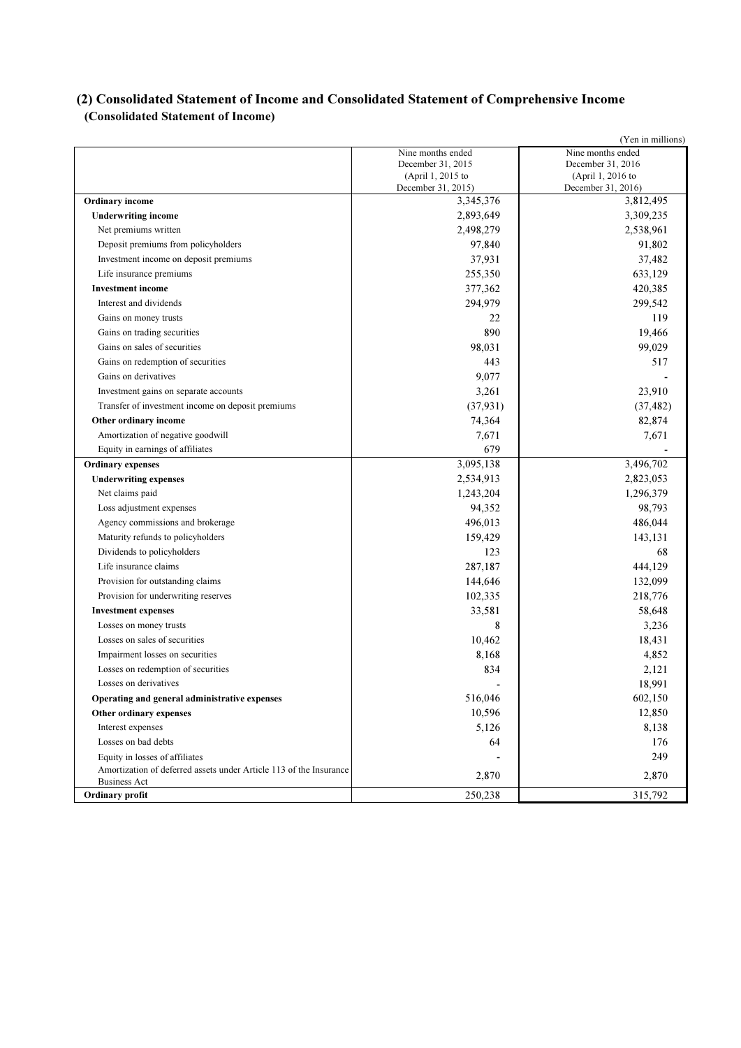## (2) Consolidated Statement of Income and Consolidated Statement of Comprehensive Income

### (Consolidated Statement of Income)

(Yen in millions)

| | Nine months ended December 31, 2015 (April 1, 2015 to December 31, 2015) | Nine months ended December 31, 2016 (April 1, 2016 to December 31, 2016) |
|---|---|---|
| **Ordinary income** | 3,345,376 | 3,812,495 |
| **Underwriting income** | 2,893,649 | 3,309,235 |
| Net premiums written | 2,498,279 | 2,538,961 |
| Deposit premiums from policyholders | 97,840 | 91,802 |
| Investment income on deposit premiums | 37,931 | 37,482 |
| Life insurance premiums | 255,350 | 633,129 |
| **Investment income** | 377,362 | 420,385 |
| Interest and dividends | 294,979 | 299,542 |
| Gains on money trusts | 22 | 119 |
| Gains on trading securities | 890 | 19,466 |
| Gains on sales of securities | 98,031 | 99,029 |
| Gains on redemption of securities | 443 | 517 |
| Gains on derivatives | 9,077 | - |
| Investment gains on separate accounts | 3,261 | 23,910 |
| Transfer of investment income on deposit premiums | (37,931) | (37,482) |
| **Other ordinary income** | 74,364 | 82,874 |
| Amortization of negative goodwill | 7,671 | 7,671 |
| Equity in earnings of affiliates | 679 | - |
| **Ordinary expenses** | 3,095,138 | 3,496,702 |
| **Underwriting expenses** | 2,534,913 | 2,823,053 |
| Net claims paid | 1,243,204 | 1,296,379 |
| Loss adjustment expenses | 94,352 | 98,793 |
| Agency commissions and brokerage | 496,013 | 486,044 |
| Maturity refunds to policyholders | 159,429 | 143,131 |
| Dividends to policyholders | 123 | 68 |
| Life insurance claims | 287,187 | 444,129 |
| Provision for outstanding claims | 144,646 | 132,099 |
| Provision for underwriting reserves | 102,335 | 218,776 |
| **Investment expenses** | 33,581 | 58,648 |
| Losses on money trusts | 8 | 3,236 |
| Losses on sales of securities | 10,462 | 18,431 |
| Impairment losses on securities | 8,168 | 4,852 |
| Losses on redemption of securities | 834 | 2,121 |
| Losses on derivatives | - | 18,991 |
| **Operating and general administrative expenses** | 516,046 | 602,150 |
| **Other ordinary expenses** | 10,596 | 12,850 |
| Interest expenses | 5,126 | 8,138 |
| Losses on bad debts | 64 | 176 |
| Equity in losses of affiliates | - | 249 |
| Amortization of deferred assets under Article 113 of the Insurance Business Act | 2,870 | 2,870 |
| **Ordinary profit** | 250,238 | 315,792 |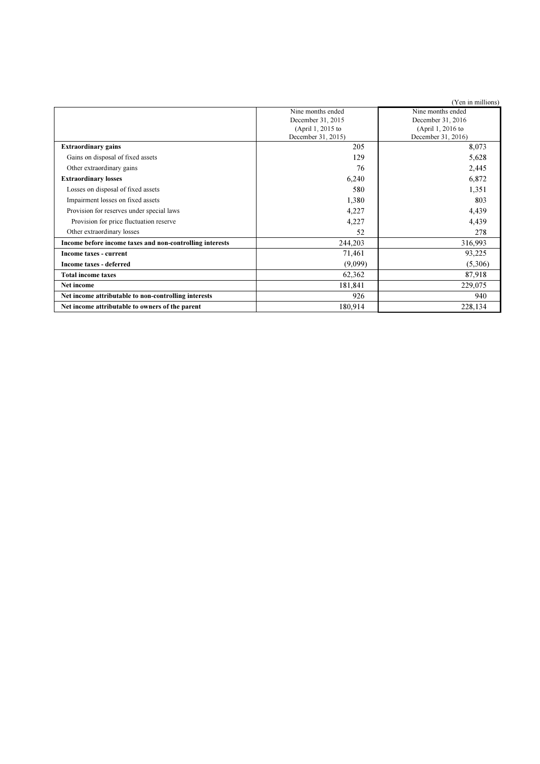(Yen in millions)

| | Nine months ended December 31, 2015 (April 1, 2015 to December 31, 2015) | Nine months ended December 31, 2016 (April 1, 2016 to December 31, 2016) |
|---|---|---|
| **Extraordinary gains** | 205 | 8,073 |
| Gains on disposal of fixed assets | 129 | 5,628 |
| Other extraordinary gains | 76 | 2,445 |
| **Extraordinary losses** | 6,240 | 6,872 |
| Losses on disposal of fixed assets | 580 | 1,351 |
| Impairment losses on fixed assets | 1,380 | 803 |
| Provision for reserves under special laws | 4,227 | 4,439 |
| Provision for price fluctuation reserve | 4,227 | 4,439 |
| Other extraordinary losses | 52 | 278 |
| **Income before income taxes and non-controlling interests** | 244,203 | 316,993 |
| **Income taxes - current** | 71,461 | 93,225 |
| **Income taxes - deferred** | (9,099) | (5,306) |
| **Total income taxes** | 62,362 | 87,918 |
| **Net income** | 181,841 | 229,075 |
| **Net income attributable to non-controlling interests** | 926 | 940 |
| **Net income attributable to owners of the parent** | 180,914 | 228,134 |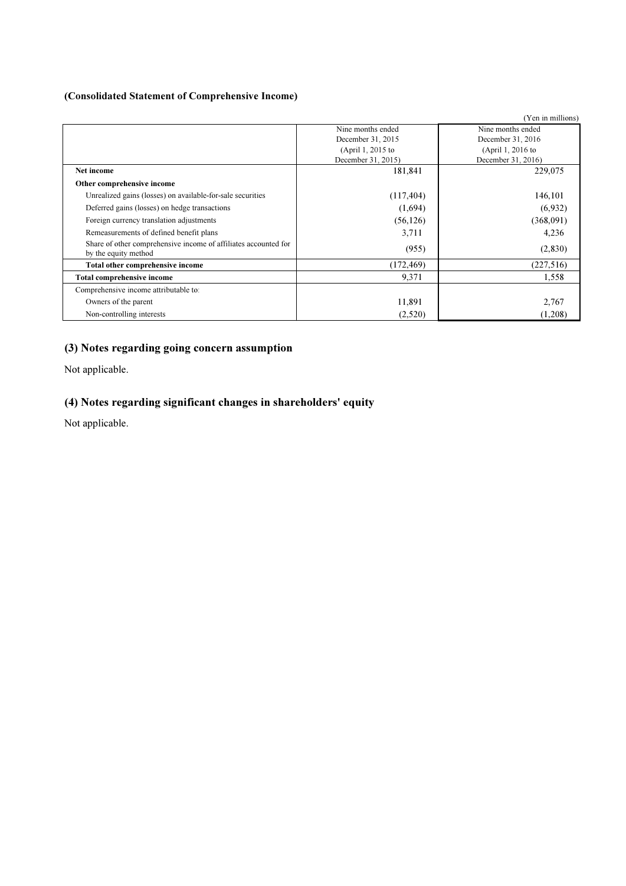**(Consolidated Statement of Comprehensive Income)**

(Yen in millions)

| | Nine months ended December 31, 2015 (April 1, 2015 to December 31, 2015) | Nine months ended December 31, 2016 (April 1, 2016 to December 31, 2016) |
|---|---|---|
| **Net income** | 181,841 | 229,075 |
| **Other comprehensive income** | | |
| Unrealized gains (losses) on available-for-sale securities | (117,404) | 146,101 |
| Deferred gains (losses) on hedge transactions | (1,694) | (6,932) |
| Foreign currency translation adjustments | (56,126) | (368,091) |
| Remeasurements of defined benefit plans | 3,711 | 4,236 |
| Share of other comprehensive income of affiliates accounted for by the equity method | (955) | (2,830) |
| **Total other comprehensive income** | (172,469) | (227,516) |
| **Total comprehensive income** | 9,371 | 1,558 |
| Comprehensive income attributable to: | | |
| Owners of the parent | 11,891 | 2,767 |
| Non-controlling interests | (2,520) | (1,208) |

## (3) Notes regarding going concern assumption

Not applicable.

## (4) Notes regarding significant changes in shareholders' equity

Not applicable.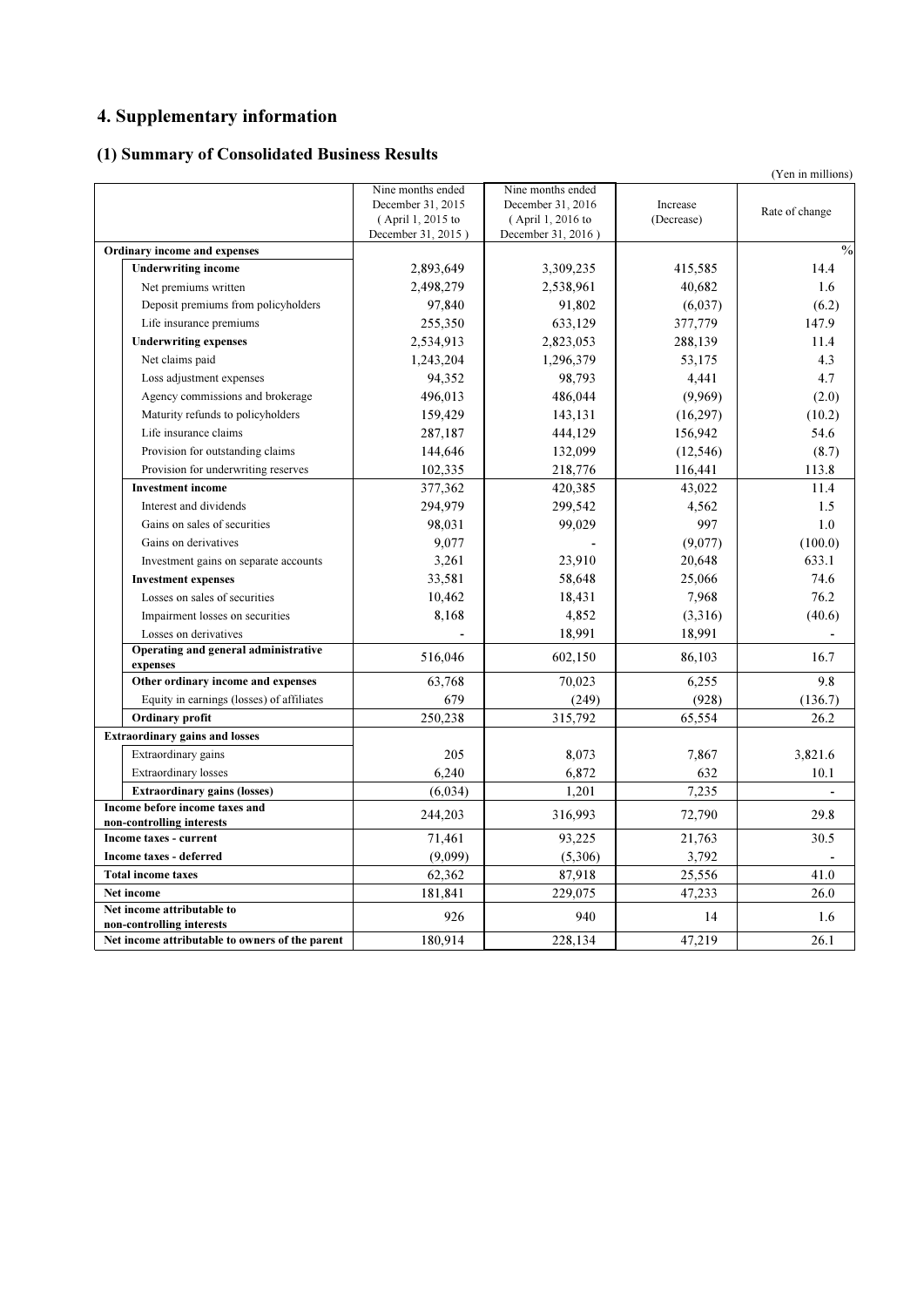# 4. Supplementary information

## (1) Summary of Consolidated Business Results

(Yen in millions)

| | Nine months ended December 31, 2015 ( April 1, 2015 to December 31, 2015 ) | Nine months ended December 31, 2016 ( April 1, 2016 to December 31, 2016 ) | Increase (Decrease) | Rate of change |
|---|---|---|---|---|
| **Ordinary income and expenses** | | | | % |
| **Underwriting income** | 2,893,649 | 3,309,235 | 415,585 | 14.4 |
| Net premiums written | 2,498,279 | 2,538,961 | 40,682 | 1.6 |
| Deposit premiums from policyholders | 97,840 | 91,802 | (6,037) | (6.2) |
| Life insurance premiums | 255,350 | 633,129 | 377,779 | 147.9 |
| **Underwriting expenses** | 2,534,913 | 2,823,053 | 288,139 | 11.4 |
| Net claims paid | 1,243,204 | 1,296,379 | 53,175 | 4.3 |
| Loss adjustment expenses | 94,352 | 98,793 | 4,441 | 4.7 |
| Agency commissions and brokerage | 496,013 | 486,044 | (9,969) | (2.0) |
| Maturity refunds to policyholders | 159,429 | 143,131 | (16,297) | (10.2) |
| Life insurance claims | 287,187 | 444,129 | 156,942 | 54.6 |
| Provision for outstanding claims | 144,646 | 132,099 | (12,546) | (8.7) |
| Provision for underwriting reserves | 102,335 | 218,776 | 116,441 | 113.8 |
| **Investment income** | 377,362 | 420,385 | 43,022 | 11.4 |
| Interest and dividends | 294,979 | 299,542 | 4,562 | 1.5 |
| Gains on sales of securities | 98,031 | 99,029 | 997 | 1.0 |
| Gains on derivatives | 9,077 | - | (9,077) | (100.0) |
| Investment gains on separate accounts | 3,261 | 23,910 | 20,648 | 633.1 |
| **Investment expenses** | 33,581 | 58,648 | 25,066 | 74.6 |
| Losses on sales of securities | 10,462 | 18,431 | 7,968 | 76.2 |
| Impairment losses on securities | 8,168 | 4,852 | (3,316) | (40.6) |
| Losses on derivatives | - | 18,991 | 18,991 | - |
| **Operating and general administrative expenses** | 516,046 | 602,150 | 86,103 | 16.7 |
| **Other ordinary income and expenses** | 63,768 | 70,023 | 6,255 | 9.8 |
| Equity in earnings (losses) of affiliates | 679 | (249) | (928) | (136.7) |
| **Ordinary profit** | 250,238 | 315,792 | 65,554 | 26.2 |
| **Extraordinary gains and losses** | | | | |
| Extraordinary gains | 205 | 8,073 | 7,867 | 3,821.6 |
| Extraordinary losses | 6,240 | 6,872 | 632 | 10.1 |
| **Extraordinary gains (losses)** | (6,034) | 1,201 | 7,235 | - |
| **Income before income taxes and non-controlling interests** | 244,203 | 316,993 | 72,790 | 29.8 |
| **Income taxes - current** | 71,461 | 93,225 | 21,763 | 30.5 |
| **Income taxes - deferred** | (9,099) | (5,306) | 3,792 | - |
| **Total income taxes** | 62,362 | 87,918 | 25,556 | 41.0 |
| **Net income** | 181,841 | 229,075 | 47,233 | 26.0 |
| **Net income attributable to non-controlling interests** | 926 | 940 | 14 | 1.6 |
| **Net income attributable to owners of the parent** | 180,914 | 228,134 | 47,219 | 26.1 |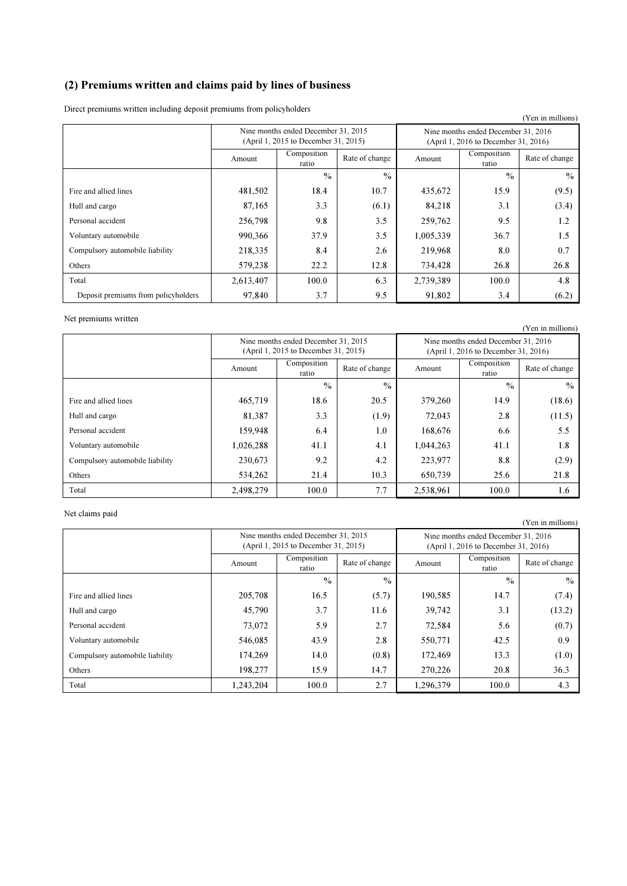## (2) Premiums written and claims paid by lines of business

Direct premiums written including deposit premiums from policyholders

(Yen in millions)

| | Nine months ended December 31, 2015 (April 1, 2015 to December 31, 2015) | | | Nine months ended December 31, 2016 (April 1, 2016 to December 31, 2016) | | |
|---|---|---|---|---|---|---|
| | Amount | Composition ratio | Rate of change | Amount | Composition ratio | Rate of change |
| | | % | % | | % | % |
| Fire and allied lines | 481,502 | 18.4 | 10.7 | 435,672 | 15.9 | (9.5) |
| Hull and cargo | 87,165 | 3.3 | (6.1) | 84,218 | 3.1 | (3.4) |
| Personal accident | 256,798 | 9.8 | 3.5 | 259,762 | 9.5 | 1.2 |
| Voluntary automobile | 990,366 | 37.9 | 3.5 | 1,005,339 | 36.7 | 1.5 |
| Compulsory automobile liability | 218,335 | 8.4 | 2.6 | 219,968 | 8.0 | 0.7 |
| Others | 579,238 | 22.2 | 12.8 | 734,428 | 26.8 | 26.8 |
| Total | 2,613,407 | 100.0 | 6.3 | 2,739,389 | 100.0 | 4.8 |
| Deposit premiums from policyholders | 97,840 | 3.7 | 9.5 | 91,802 | 3.4 | (6.2) |

Net premiums written

(Yen in millions)

| | Nine months ended December 31, 2015 (April 1, 2015 to December 31, 2015) | | | Nine months ended December 31, 2016 (April 1, 2016 to December 31, 2016) | | |
|---|---|---|---|---|---|---|
| | Amount | Composition ratio | Rate of change | Amount | Composition ratio | Rate of change |
| | | % | % | | % | % |
| Fire and allied lines | 465,719 | 18.6 | 20.5 | 379,260 | 14.9 | (18.6) |
| Hull and cargo | 81,387 | 3.3 | (1.9) | 72,043 | 2.8 | (11.5) |
| Personal accident | 159,948 | 6.4 | 1.0 | 168,676 | 6.6 | 5.5 |
| Voluntary automobile | 1,026,288 | 41.1 | 4.1 | 1,044,263 | 41.1 | 1.8 |
| Compulsory automobile liability | 230,673 | 9.2 | 4.2 | 223,977 | 8.8 | (2.9) |
| Others | 534,262 | 21.4 | 10.3 | 650,739 | 25.6 | 21.8 |
| Total | 2,498,279 | 100.0 | 7.7 | 2,538,961 | 100.0 | 1.6 |

Net claims paid

(Yen in millions)

| | Nine months ended December 31, 2015 (April 1, 2015 to December 31, 2015) | | | Nine months ended December 31, 2016 (April 1, 2016 to December 31, 2016) | | |
|---|---|---|---|---|---|---|
| | Amount | Composition ratio | Rate of change | Amount | Composition ratio | Rate of change |
| | | % | % | | % | % |
| Fire and allied lines | 205,708 | 16.5 | (5.7) | 190,585 | 14.7 | (7.4) |
| Hull and cargo | 45,790 | 3.7 | 11.6 | 39,742 | 3.1 | (13.2) |
| Personal accident | 73,072 | 5.9 | 2.7 | 72,584 | 5.6 | (0.7) |
| Voluntary automobile | 546,085 | 43.9 | 2.8 | 550,771 | 42.5 | 0.9 |
| Compulsory automobile liability | 174,269 | 14.0 | (0.8) | 172,469 | 13.3 | (1.0) |
| Others | 198,277 | 15.9 | 14.7 | 270,226 | 20.8 | 36.3 |
| Total | 1,243,204 | 100.0 | 2.7 | 1,296,379 | 100.0 | 4.3 |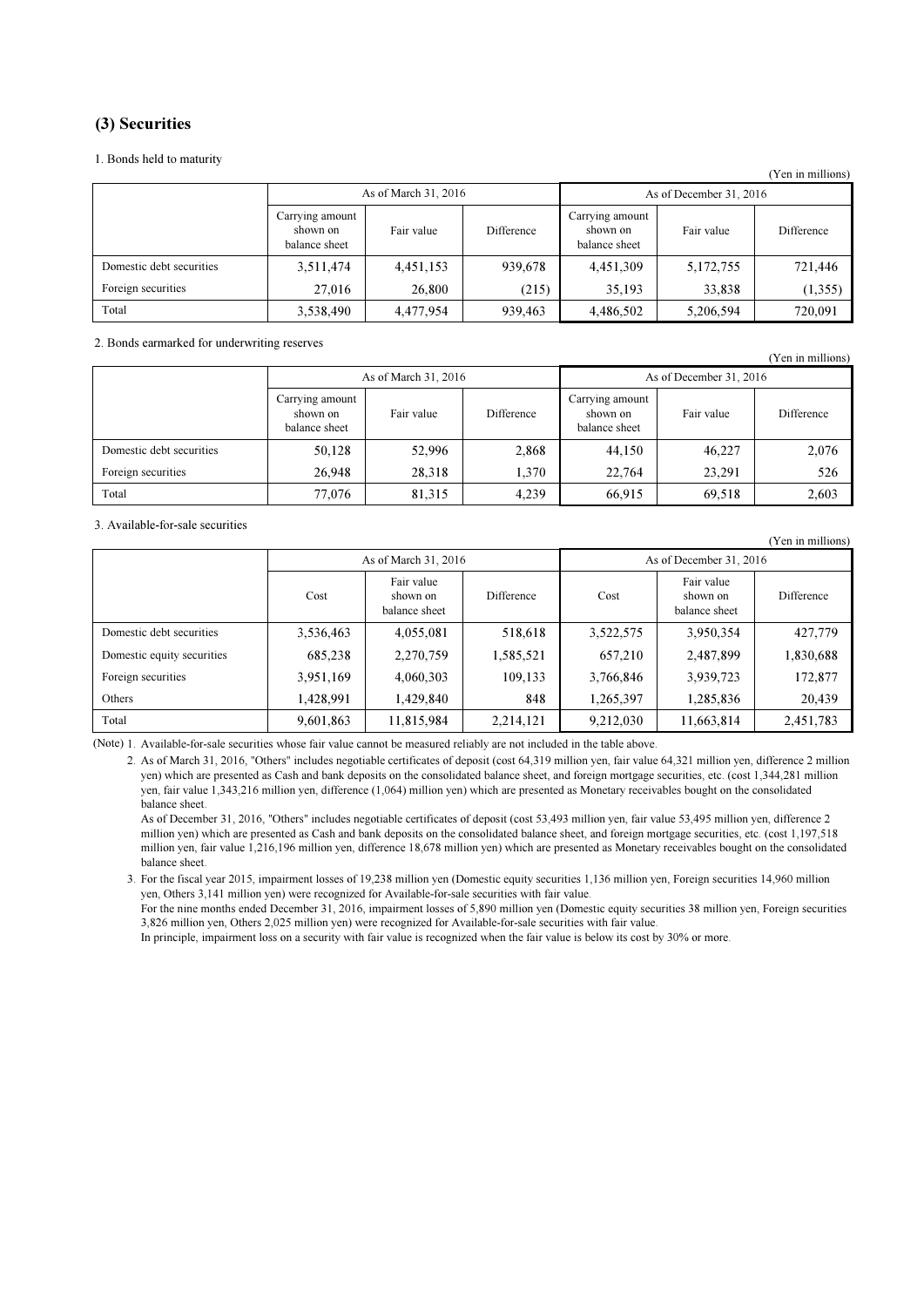## (3) Securities

1. Bonds held to maturity

(Yen in millions)

| | As of March 31, 2016 | | | As of December 31, 2016 | | |
|---|---|---|---|---|---|---|
| | Carrying amount shown on balance sheet | Fair value | Difference | Carrying amount shown on balance sheet | Fair value | Difference |
| Domestic debt securities | 3,511,474 | 4,451,153 | 939,678 | 4,451,309 | 5,172,755 | 721,446 |
| Foreign securities | 27,016 | 26,800 | (215) | 35,193 | 33,838 | (1,355) |
| Total | 3,538,490 | 4,477,954 | 939,463 | 4,486,502 | 5,206,594 | 720,091 |

2. Bonds earmarked for underwriting reserves

(Yen in millions)

| | As of March 31, 2016 | | | As of December 31, 2016 | | |
|---|---|---|---|---|---|---|
| | Carrying amount shown on balance sheet | Fair value | Difference | Carrying amount shown on balance sheet | Fair value | Difference |
| Domestic debt securities | 50,128 | 52,996 | 2,868 | 44,150 | 46,227 | 2,076 |
| Foreign securities | 26,948 | 28,318 | 1,370 | 22,764 | 23,291 | 526 |
| Total | 77,076 | 81,315 | 4,239 | 66,915 | 69,518 | 2,603 |

3. Available-for-sale securities

(Yen in millions)

| | As of March 31, 2016 | | | As of December 31, 2016 | | |
|---|---|---|---|---|---|---|
| | Cost | Fair value shown on balance sheet | Difference | Cost | Fair value shown on balance sheet | Difference |
| Domestic debt securities | 3,536,463 | 4,055,081 | 518,618 | 3,522,575 | 3,950,354 | 427,779 |
| Domestic equity securities | 685,238 | 2,270,759 | 1,585,521 | 657,210 | 2,487,899 | 1,830,688 |
| Foreign securities | 3,951,169 | 4,060,303 | 109,133 | 3,766,846 | 3,939,723 | 172,877 |
| Others | 1,428,991 | 1,429,840 | 848 | 1,265,397 | 1,285,836 | 20,439 |
| Total | 9,601,863 | 11,815,984 | 2,214,121 | 9,212,030 | 11,663,814 | 2,451,783 |

(Note) 1. Available-for-sale securities whose fair value cannot be measured reliably are not included in the table above.

2. As of March 31, 2016, "Others" includes negotiable certificates of deposit (cost 64,319 million yen, fair value 64,321 million yen, difference 2 million yen) which are presented as Cash and bank deposits on the consolidated balance sheet, and foreign mortgage securities, etc. (cost 1,344,281 million yen, fair value 1,343,216 million yen, difference (1,064) million yen) which are presented as Monetary receivables bought on the consolidated balance sheet.
As of December 31, 2016, "Others" includes negotiable certificates of deposit (cost 53,493 million yen, fair value 53,495 million yen, difference 2 million yen) which are presented as Cash and bank deposits on the consolidated balance sheet, and foreign mortgage securities, etc. (cost 1,197,518 million yen, fair value 1,216,196 million yen, difference 18,678 million yen) which are presented as Monetary receivables bought on the consolidated balance sheet.

3. For the fiscal year 2015, impairment losses of 19,238 million yen (Domestic equity securities 1,136 million yen, Foreign securities 14,960 million yen, Others 3,141 million yen) were recognized for Available-for-sale securities with fair value.
For the nine months ended December 31, 2016, impairment losses of 5,890 million yen (Domestic equity securities 38 million yen, Foreign securities 3,826 million yen, Others 2,025 million yen) were recognized for Available-for-sale securities with fair value.
In principle, impairment loss on a security with fair value is recognized when the fair value is below its cost by 30% or more.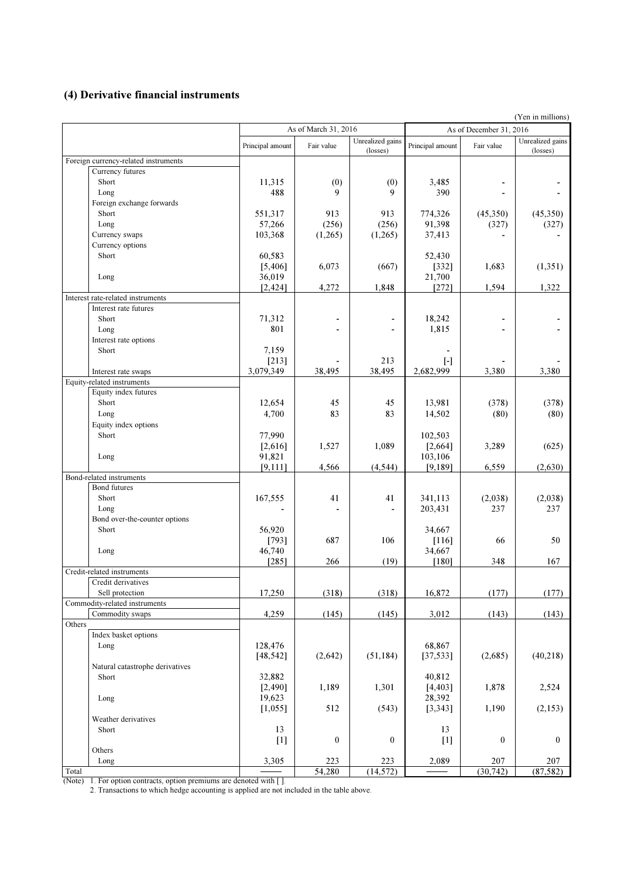## (4) Derivative financial instruments

(Yen in millions)

| | As of March 31, 2016 | | | As of December 31, 2016 | | |
|---|---|---|---|---|---|---|
| | Principal amount | Fair value | Unrealized gains (losses) | Principal amount | Fair value | Unrealized gains (losses) |
| Foreign currency-related instruments | | | | | | |
| Currency futures | | | | | | |
| Short | 11,315 | (0) | (0) | 3,485 | - | - |
| Long | 488 | 9 | 9 | 390 | - | - |
| Foreign exchange forwards | | | | | | |
| Short | 551,317 | 913 | 913 | 774,326 | (45,350) | (45,350) |
| Long | 57,266 | (256) | (256) | 91,398 | (327) | (327) |
| Currency swaps | 103,368 | (1,265) | (1,265) | 37,413 | - | - |
| Currency options | | | | | | |
| Short | 60,583 [5,406] | 6,073 | (667) | 52,430 [332] | 1,683 | (1,351) |
| Long | 36,019 [2,424] | 4,272 | 1,848 | 21,700 [272] | 1,594 | 1,322 |
| Interest rate-related instruments | | | | | | |
| Interest rate futures | | | | | | |
| Short | 71,312 | - | - | 18,242 | - | - |
| Long | 801 | - | - | 1,815 | - | - |
| Interest rate options | | | | | | |
| Short | 7,159 [213] | - | 213 | - [-] | - | - |
| Interest rate swaps | 3,079,349 | 38,495 | 38,495 | 2,682,999 | 3,380 | 3,380 |
| Equity-related instruments | | | | | | |
| Equity index futures | | | | | | |
| Short | 12,654 | 45 | 45 | 13,981 | (378) | (378) |
| Long | 4,700 | 83 | 83 | 14,502 | (80) | (80) |
| Equity index options | | | | | | |
| Short | 77,990 [2,616] | 1,527 | 1,089 | 102,503 [2,664] | 3,289 | (625) |
| Long | 91,821 [9,111] | 4,566 | (4,544) | 103,106 [9,189] | 6,559 | (2,630) |
| Bond-related instruments | | | | | | |
| Bond futures | | | | | | |
| Short | 167,555 | 41 | 41 | 341,113 | (2,038) | (2,038) |
| Long | - | - | - | 203,431 | 237 | 237 |
| Bond over-the-counter options | | | | | | |
| Short | 56,920 [793] | 687 | 106 | 34,667 [116] | 66 | 50 |
| Long | 46,740 [285] | 266 | (19) | 34,667 [180] | 348 | 167 |
| Credit-related instruments | | | | | | |
| Credit derivatives | | | | | | |
| Sell protection | 17,250 | (318) | (318) | 16,872 | (177) | (177) |
| Commodity-related instruments | | | | | | |
| Commodity swaps | 4,259 | (145) | (145) | 3,012 | (143) | (143) |
| Others | | | | | | |
| Index basket options | | | | | | |
| Long | 128,476 [48,542] | (2,642) | (51,184) | 68,867 [37,533] | (2,685) | (40,218) |
| Natural catastrophe derivatives | | | | | | |
| Short | 32,882 [2,490] | 1,189 | 1,301 | 40,812 [4,403] | 1,878 | 2,524 |
| Long | 19,623 [1,055] | 512 | (543) | 28,392 [3,343] | 1,190 | (2,153) |
| Weather derivatives | | | | | | |
| Short | 13 [1] | 0 | 0 | 13 [1] | 0 | 0 |
| Others | | | | | | |
| Long | 3,305 | 223 | 223 | 2,089 | 207 | 207 |
| Total | ―― | 54,280 | (14,572) | ―― | (30,742) | (87,582) |

(Note) 1. For option contracts, option premiums are denoted with [ ].

2. Transactions to which hedge accounting is applied are not included in the table above.